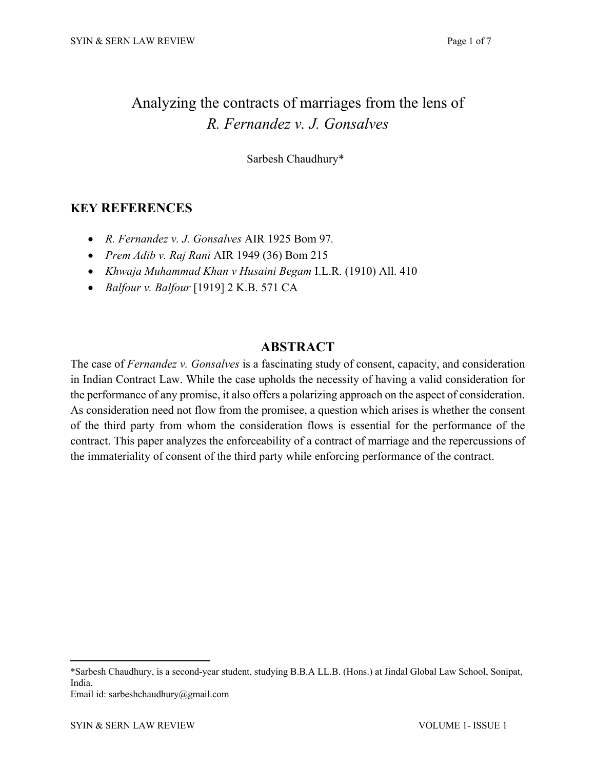# Analyzing the contracts of marriages from the lens of *R. Fernandez v. J. Gonsalves*

Sarbesh Chaudhury*

## KEY REFERENCES

- *R. Fernandez v. J. Gonsalves* AIR 1925 Bom 97.
- *Prem Adib v. Raj Rani* AIR 1949 (36) Bom 215
- *Khwaja Muhammad Khan v Husaini Begam* I.L.R. (1910) All. 410
- *Balfour v. Balfour* [1919] 2 K.B. 571 CA

## ABSTRACT

The case of *Fernandez v. Gonsalves* is a fascinating study of consent, capacity, and consideration in Indian Contract Law. While the case upholds the necessity of having a valid consideration for the performance of any promise, it also offers a polarizing approach on the aspect of consideration. As consideration need not flow from the promisee, a question which arises is whether the consent of the third party from whom the consideration flows is essential for the performance of the contract. This paper analyzes the enforceability of a contract of marriage and the repercussions of the immateriality of consent of the third party while enforcing performance of the contract.

---

*Sarbesh Chaudhury, is a second-year student, studying B.B.A LL.B. (Hons.) at Jindal Global Law School, Sonipat, India.
Email id: sarbeshchaudhury@gmail.com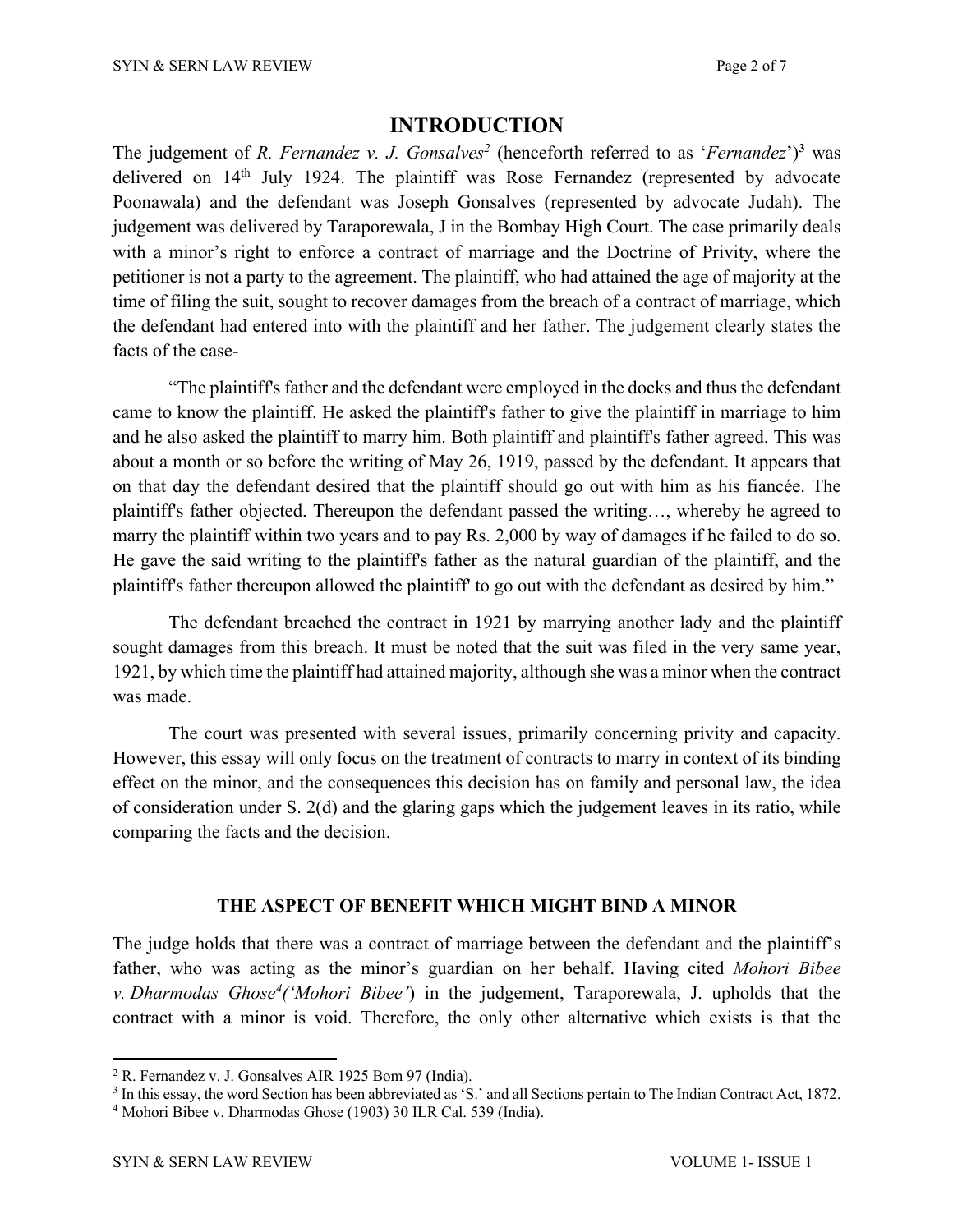# INTRODUCTION

The judgement of *R. Fernandez v. J. Gonsalves*[2] (henceforth referred to as '*Fernandez*')[3] was delivered on 14th July 1924. The plaintiff was Rose Fernandez (represented by advocate Poonawala) and the defendant was Joseph Gonsalves (represented by advocate Judah). The judgement was delivered by Taraporewala, J in the Bombay High Court. The case primarily deals with a minor's right to enforce a contract of marriage and the Doctrine of Privity, where the petitioner is not a party to the agreement. The plaintiff, who had attained the age of majority at the time of filing the suit, sought to recover damages from the breach of a contract of marriage, which the defendant had entered into with the plaintiff and her father. The judgement clearly states the facts of the case-

"The plaintiff's father and the defendant were employed in the docks and thus the defendant came to know the plaintiff. He asked the plaintiff's father to give the plaintiff in marriage to him and he also asked the plaintiff to marry him. Both plaintiff and plaintiff's father agreed. This was about a month or so before the writing of May 26, 1919, passed by the defendant. It appears that on that day the defendant desired that the plaintiff should go out with him as his fiancée. The plaintiff's father objected. Thereupon the defendant passed the writing…, whereby he agreed to marry the plaintiff within two years and to pay Rs. 2,000 by way of damages if he failed to do so. He gave the said writing to the plaintiff's father as the natural guardian of the plaintiff, and the plaintiff's father thereupon allowed the plaintiff' to go out with the defendant as desired by him."

The defendant breached the contract in 1921 by marrying another lady and the plaintiff sought damages from this breach. It must be noted that the suit was filed in the very same year, 1921, by which time the plaintiff had attained majority, although she was a minor when the contract was made.

The court was presented with several issues, primarily concerning privity and capacity. However, this essay will only focus on the treatment of contracts to marry in context of its binding effect on the minor, and the consequences this decision has on family and personal law, the idea of consideration under S. 2(d) and the glaring gaps which the judgement leaves in its ratio, while comparing the facts and the decision.

## THE ASPECT OF BENEFIT WHICH MIGHT BIND A MINOR

The judge holds that there was a contract of marriage between the defendant and the plaintiff's father, who was acting as the minor's guardian on her behalf. Having cited *Mohori Bibee v. Dharmodas Ghose*[4]*('Mohori Bibee')* in the judgement, Taraporewala, J. upholds that the contract with a minor is void. Therefore, the only other alternative which exists is that the

[2] R. Fernandez v. J. Gonsalves AIR 1925 Bom 97 (India).

[3] In this essay, the word Section has been abbreviated as 'S.' and all Sections pertain to The Indian Contract Act, 1872.

[4] Mohori Bibee v. Dharmodas Ghose (1903) 30 ILR Cal. 539 (India).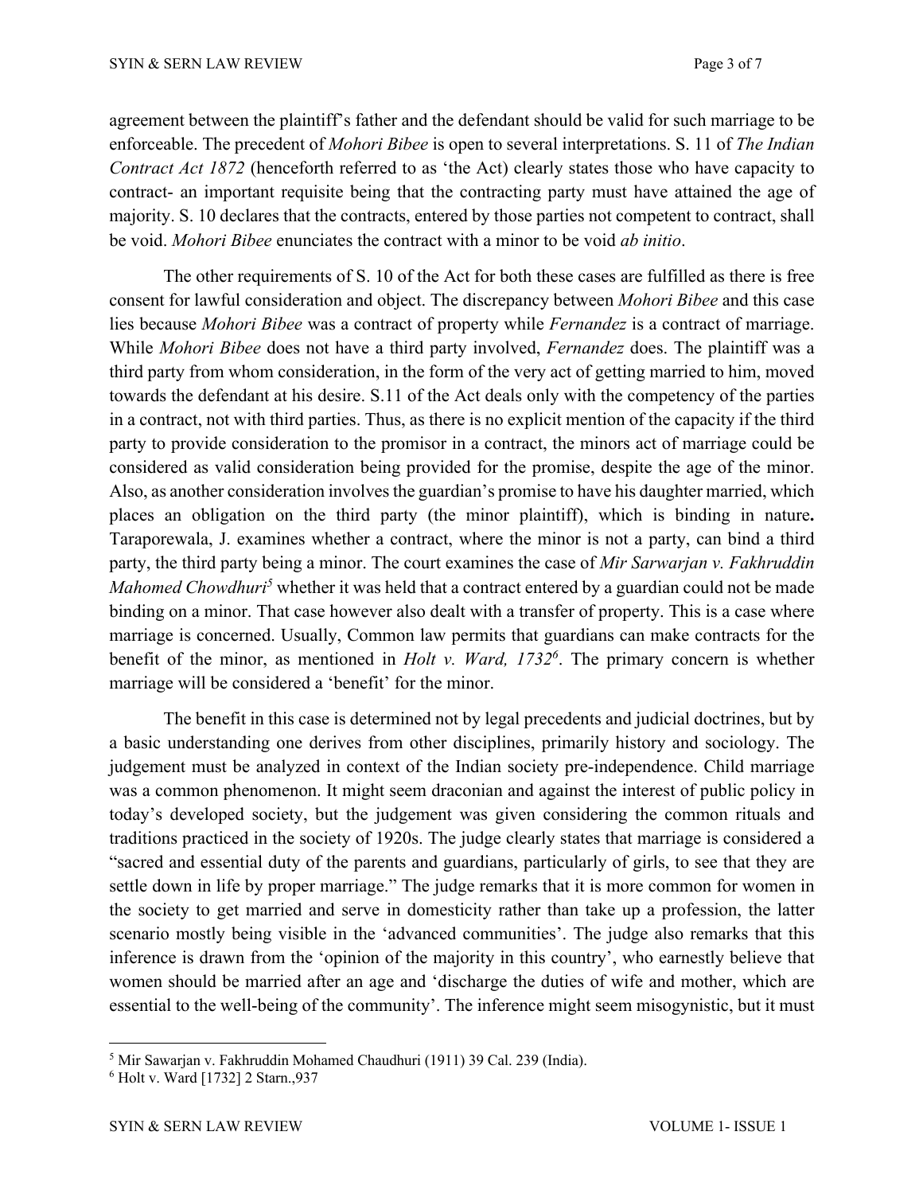agreement between the plaintiff's father and the defendant should be valid for such marriage to be enforceable. The precedent of *Mohori Bibee* is open to several interpretations. S. 11 of *The Indian Contract Act 1872* (henceforth referred to as 'the Act) clearly states those who have capacity to contract- an important requisite being that the contracting party must have attained the age of majority. S. 10 declares that the contracts, entered by those parties not competent to contract, shall be void. *Mohori Bibee* enunciates the contract with a minor to be void *ab initio*.

The other requirements of S. 10 of the Act for both these cases are fulfilled as there is free consent for lawful consideration and object. The discrepancy between *Mohori Bibee* and this case lies because *Mohori Bibee* was a contract of property while *Fernandez* is a contract of marriage. While *Mohori Bibee* does not have a third party involved, *Fernandez* does. The plaintiff was a third party from whom consideration, in the form of the very act of getting married to him, moved towards the defendant at his desire. S.11 of the Act deals only with the competency of the parties in a contract, not with third parties. Thus, as there is no explicit mention of the capacity if the third party to provide consideration to the promisor in a contract, the minors act of marriage could be considered as valid consideration being provided for the promise, despite the age of the minor. Also, as another consideration involves the guardian's promise to have his daughter married, which places an obligation on the third party (the minor plaintiff), which is binding in nature**.** Taraporewala, J. examines whether a contract, where the minor is not a party, can bind a third party, the third party being a minor. The court examines the case of *Mir Sarwarjan v. Fakhruddin Mahomed Chowdhuri*[5] whether it was held that a contract entered by a guardian could not be made binding on a minor. That case however also dealt with a transfer of property. This is a case where marriage is concerned. Usually, Common law permits that guardians can make contracts for the benefit of the minor, as mentioned in *Holt v. Ward, 1732*[6]. The primary concern is whether marriage will be considered a 'benefit' for the minor.

The benefit in this case is determined not by legal precedents and judicial doctrines, but by a basic understanding one derives from other disciplines, primarily history and sociology. The judgement must be analyzed in context of the Indian society pre-independence. Child marriage was a common phenomenon. It might seem draconian and against the interest of public policy in today's developed society, but the judgement was given considering the common rituals and traditions practiced in the society of 1920s. The judge clearly states that marriage is considered a "sacred and essential duty of the parents and guardians, particularly of girls, to see that they are settle down in life by proper marriage." The judge remarks that it is more common for women in the society to get married and serve in domesticity rather than take up a profession, the latter scenario mostly being visible in the 'advanced communities'. The judge also remarks that this inference is drawn from the 'opinion of the majority in this country', who earnestly believe that women should be married after an age and 'discharge the duties of wife and mother, which are essential to the well-being of the community'. The inference might seem misogynistic, but it must

---

[5] Mir Sawarjan v. Fakhruddin Mohamed Chaudhuri (1911) 39 Cal. 239 (India).

[6] Holt v. Ward [1732] 2 Starn.,937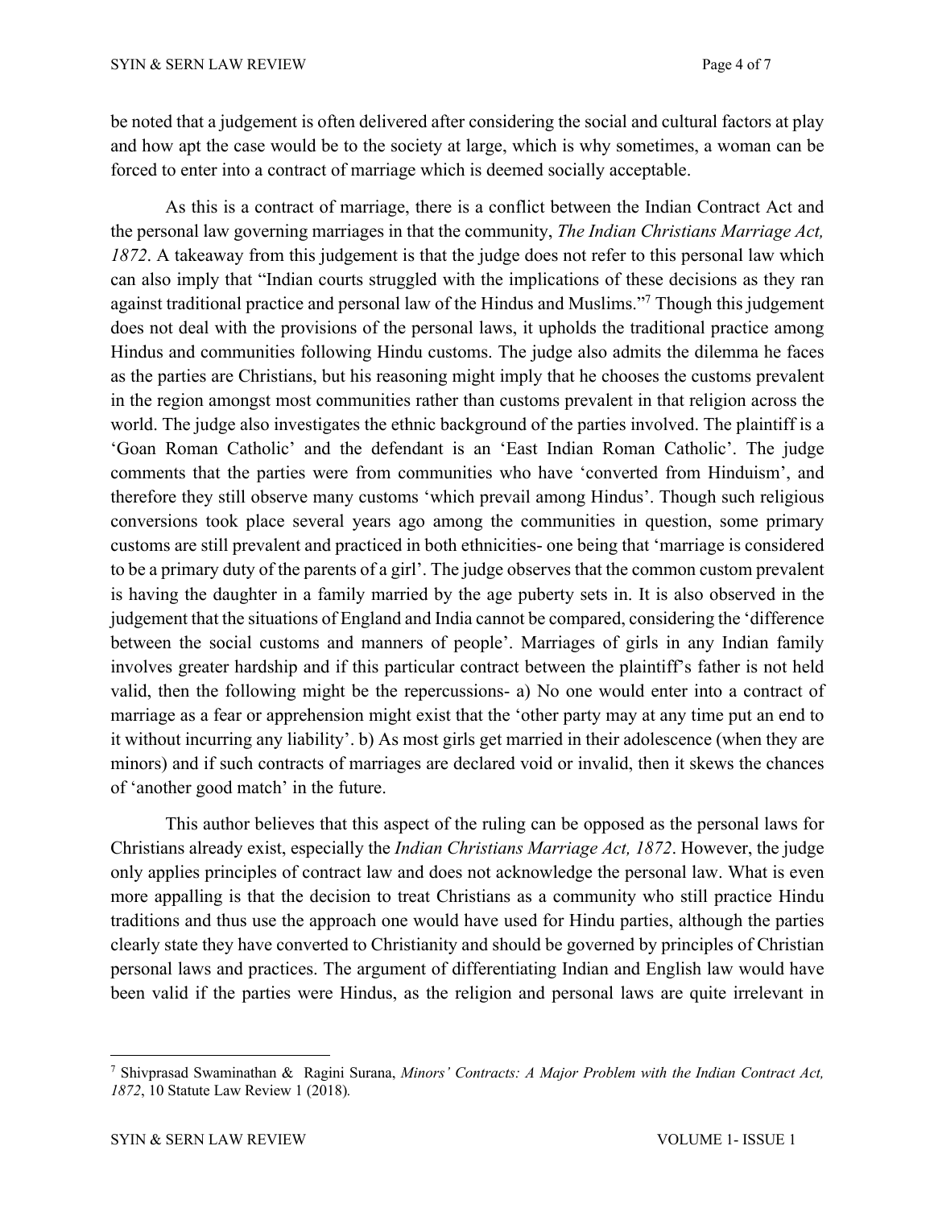be noted that a judgement is often delivered after considering the social and cultural factors at play and how apt the case would be to the society at large, which is why sometimes, a woman can be forced to enter into a contract of marriage which is deemed socially acceptable.

As this is a contract of marriage, there is a conflict between the Indian Contract Act and the personal law governing marriages in that the community, *The Indian Christians Marriage Act, 1872*. A takeaway from this judgement is that the judge does not refer to this personal law which can also imply that "Indian courts struggled with the implications of these decisions as they ran against traditional practice and personal law of the Hindus and Muslims."[7] Though this judgement does not deal with the provisions of the personal laws, it upholds the traditional practice among Hindus and communities following Hindu customs. The judge also admits the dilemma he faces as the parties are Christians, but his reasoning might imply that he chooses the customs prevalent in the region amongst most communities rather than customs prevalent in that religion across the world. The judge also investigates the ethnic background of the parties involved. The plaintiff is a 'Goan Roman Catholic' and the defendant is an 'East Indian Roman Catholic'. The judge comments that the parties were from communities who have 'converted from Hinduism', and therefore they still observe many customs 'which prevail among Hindus'. Though such religious conversions took place several years ago among the communities in question, some primary customs are still prevalent and practiced in both ethnicities- one being that 'marriage is considered to be a primary duty of the parents of a girl'. The judge observes that the common custom prevalent is having the daughter in a family married by the age puberty sets in. It is also observed in the judgement that the situations of England and India cannot be compared, considering the 'difference between the social customs and manners of people'. Marriages of girls in any Indian family involves greater hardship and if this particular contract between the plaintiff's father is not held valid, then the following might be the repercussions- a) No one would enter into a contract of marriage as a fear or apprehension might exist that the 'other party may at any time put an end to it without incurring any liability'. b) As most girls get married in their adolescence (when they are minors) and if such contracts of marriages are declared void or invalid, then it skews the chances of 'another good match' in the future.

This author believes that this aspect of the ruling can be opposed as the personal laws for Christians already exist, especially the *Indian Christians Marriage Act, 1872*. However, the judge only applies principles of contract law and does not acknowledge the personal law. What is even more appalling is that the decision to treat Christians as a community who still practice Hindu traditions and thus use the approach one would have used for Hindu parties, although the parties clearly state they have converted to Christianity and should be governed by principles of Christian personal laws and practices. The argument of differentiating Indian and English law would have been valid if the parties were Hindus, as the religion and personal laws are quite irrelevant in

---

[7] Shivprasad Swaminathan & Ragini Surana, *Minors' Contracts: A Major Problem with the Indian Contract Act, 1872*, 10 Statute Law Review 1 (2018).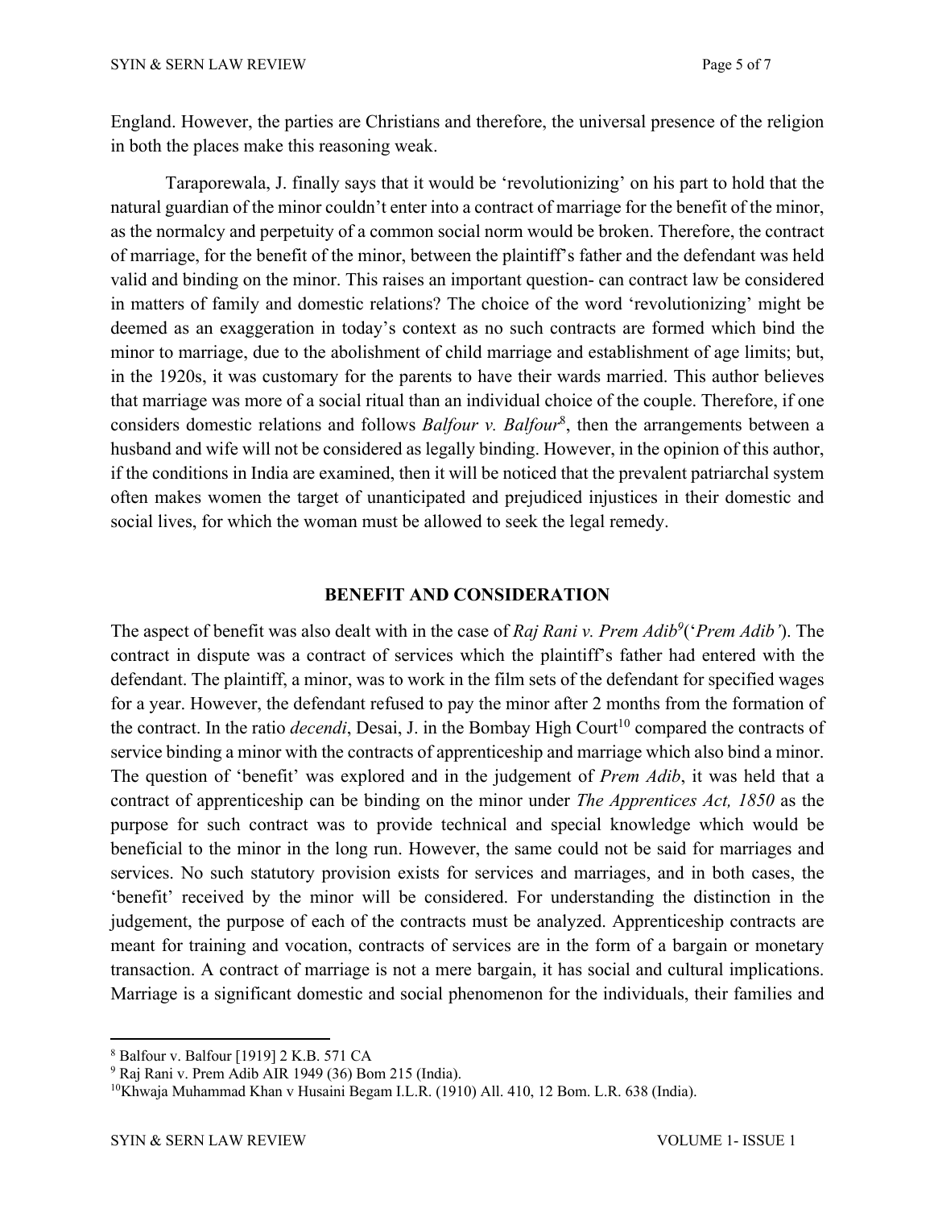England. However, the parties are Christians and therefore, the universal presence of the religion in both the places make this reasoning weak.

Taraporewala, J. finally says that it would be 'revolutionizing' on his part to hold that the natural guardian of the minor couldn't enter into a contract of marriage for the benefit of the minor, as the normalcy and perpetuity of a common social norm would be broken. Therefore, the contract of marriage, for the benefit of the minor, between the plaintiff's father and the defendant was held valid and binding on the minor. This raises an important question- can contract law be considered in matters of family and domestic relations? The choice of the word 'revolutionizing' might be deemed as an exaggeration in today's context as no such contracts are formed which bind the minor to marriage, due to the abolishment of child marriage and establishment of age limits; but, in the 1920s, it was customary for the parents to have their wards married. This author believes that marriage was more of a social ritual than an individual choice of the couple. Therefore, if one considers domestic relations and follows *Balfour v. Balfour*[8], then the arrangements between a husband and wife will not be considered as legally binding. However, in the opinion of this author, if the conditions in India are examined, then it will be noticed that the prevalent patriarchal system often makes women the target of unanticipated and prejudiced injustices in their domestic and social lives, for which the woman must be allowed to seek the legal remedy.

## BENEFIT AND CONSIDERATION

The aspect of benefit was also dealt with in the case of *Raj Rani v. Prem Adib*[9]('*Prem Adib'*). The contract in dispute was a contract of services which the plaintiff's father had entered with the defendant. The plaintiff, a minor, was to work in the film sets of the defendant for specified wages for a year. However, the defendant refused to pay the minor after 2 months from the formation of the contract. In the ratio *decendi*, Desai, J. in the Bombay High Court[10] compared the contracts of service binding a minor with the contracts of apprenticeship and marriage which also bind a minor. The question of 'benefit' was explored and in the judgement of *Prem Adib*, it was held that a contract of apprenticeship can be binding on the minor under *The Apprentices Act, 1850* as the purpose for such contract was to provide technical and special knowledge which would be beneficial to the minor in the long run. However, the same could not be said for marriages and services. No such statutory provision exists for services and marriages, and in both cases, the 'benefit' received by the minor will be considered. For understanding the distinction in the judgement, the purpose of each of the contracts must be analyzed. Apprenticeship contracts are meant for training and vocation, contracts of services are in the form of a bargain or monetary transaction. A contract of marriage is not a mere bargain, it has social and cultural implications. Marriage is a significant domestic and social phenomenon for the individuals, their families and

---

[8] Balfour v. Balfour [1919] 2 K.B. 571 CA

[9] Raj Rani v. Prem Adib AIR 1949 (36) Bom 215 (India).

[10] Khwaja Muhammad Khan v Husaini Begam I.L.R. (1910) All. 410, 12 Bom. L.R. 638 (India).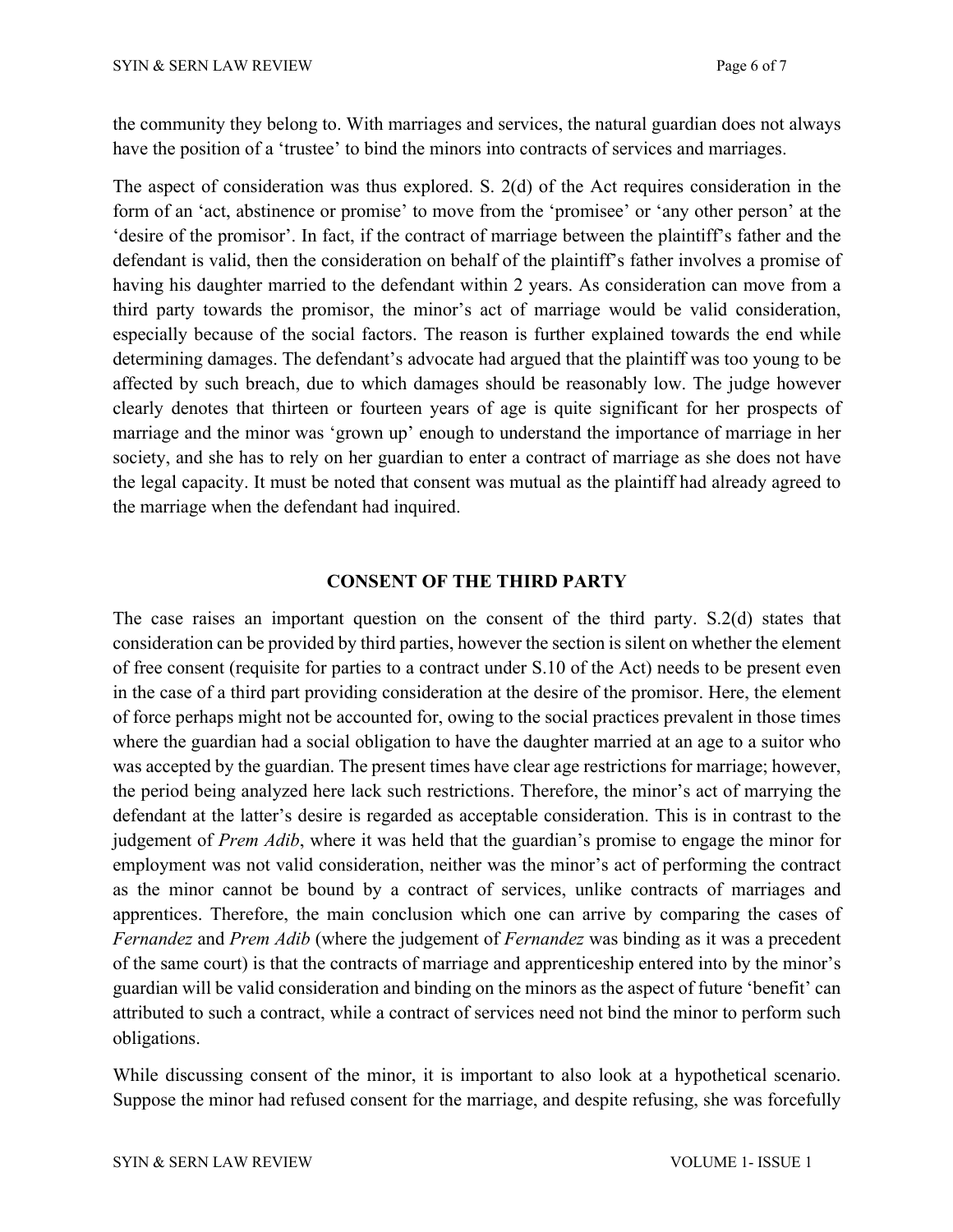the community they belong to. With marriages and services, the natural guardian does not always have the position of a 'trustee' to bind the minors into contracts of services and marriages.

The aspect of consideration was thus explored. S. 2(d) of the Act requires consideration in the form of an 'act, abstinence or promise' to move from the 'promisee' or 'any other person' at the 'desire of the promisor'. In fact, if the contract of marriage between the plaintiff's father and the defendant is valid, then the consideration on behalf of the plaintiff's father involves a promise of having his daughter married to the defendant within 2 years. As consideration can move from a third party towards the promisor, the minor's act of marriage would be valid consideration, especially because of the social factors. The reason is further explained towards the end while determining damages. The defendant's advocate had argued that the plaintiff was too young to be affected by such breach, due to which damages should be reasonably low. The judge however clearly denotes that thirteen or fourteen years of age is quite significant for her prospects of marriage and the minor was 'grown up' enough to understand the importance of marriage in her society, and she has to rely on her guardian to enter a contract of marriage as she does not have the legal capacity. It must be noted that consent was mutual as the plaintiff had already agreed to the marriage when the defendant had inquired.

## CONSENT OF THE THIRD PARTY

The case raises an important question on the consent of the third party. S.2(d) states that consideration can be provided by third parties, however the section is silent on whether the element of free consent (requisite for parties to a contract under S.10 of the Act) needs to be present even in the case of a third part providing consideration at the desire of the promisor. Here, the element of force perhaps might not be accounted for, owing to the social practices prevalent in those times where the guardian had a social obligation to have the daughter married at an age to a suitor who was accepted by the guardian. The present times have clear age restrictions for marriage; however, the period being analyzed here lack such restrictions. Therefore, the minor's act of marrying the defendant at the latter's desire is regarded as acceptable consideration. This is in contrast to the judgement of *Prem Adib*, where it was held that the guardian's promise to engage the minor for employment was not valid consideration, neither was the minor's act of performing the contract as the minor cannot be bound by a contract of services, unlike contracts of marriages and apprentices. Therefore, the main conclusion which one can arrive by comparing the cases of *Fernandez* and *Prem Adib* (where the judgement of *Fernandez* was binding as it was a precedent of the same court) is that the contracts of marriage and apprenticeship entered into by the minor's guardian will be valid consideration and binding on the minors as the aspect of future 'benefit' can attributed to such a contract, while a contract of services need not bind the minor to perform such obligations.

While discussing consent of the minor, it is important to also look at a hypothetical scenario. Suppose the minor had refused consent for the marriage, and despite refusing, she was forcefully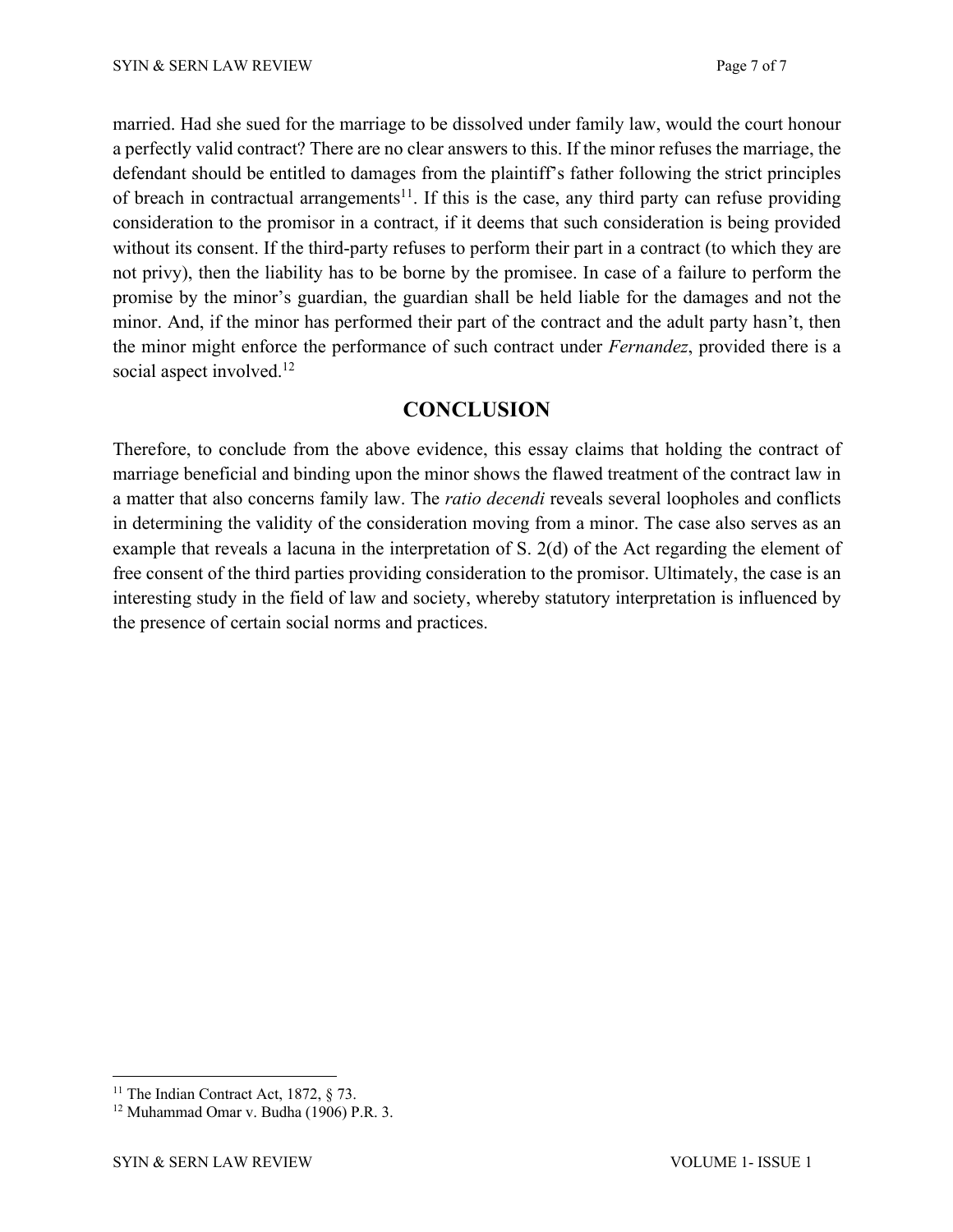married. Had she sued for the marriage to be dissolved under family law, would the court honour a perfectly valid contract? There are no clear answers to this. If the minor refuses the marriage, the defendant should be entitled to damages from the plaintiff's father following the strict principles of breach in contractual arrangements[11]. If this is the case, any third party can refuse providing consideration to the promisor in a contract, if it deems that such consideration is being provided without its consent. If the third-party refuses to perform their part in a contract (to which they are not privy), then the liability has to be borne by the promisee. In case of a failure to perform the promise by the minor's guardian, the guardian shall be held liable for the damages and not the minor. And, if the minor has performed their part of the contract and the adult party hasn't, then the minor might enforce the performance of such contract under *Fernandez*, provided there is a social aspect involved.[12]

## CONCLUSION

Therefore, to conclude from the above evidence, this essay claims that holding the contract of marriage beneficial and binding upon the minor shows the flawed treatment of the contract law in a matter that also concerns family law. The *ratio decendi* reveals several loopholes and conflicts in determining the validity of the consideration moving from a minor. The case also serves as an example that reveals a lacuna in the interpretation of S. 2(d) of the Act regarding the element of free consent of the third parties providing consideration to the promisor. Ultimately, the case is an interesting study in the field of law and society, whereby statutory interpretation is influenced by the presence of certain social norms and practices.

---

[11] The Indian Contract Act, 1872, § 73.

[12] Muhammad Omar v. Budha (1906) P.R. 3.